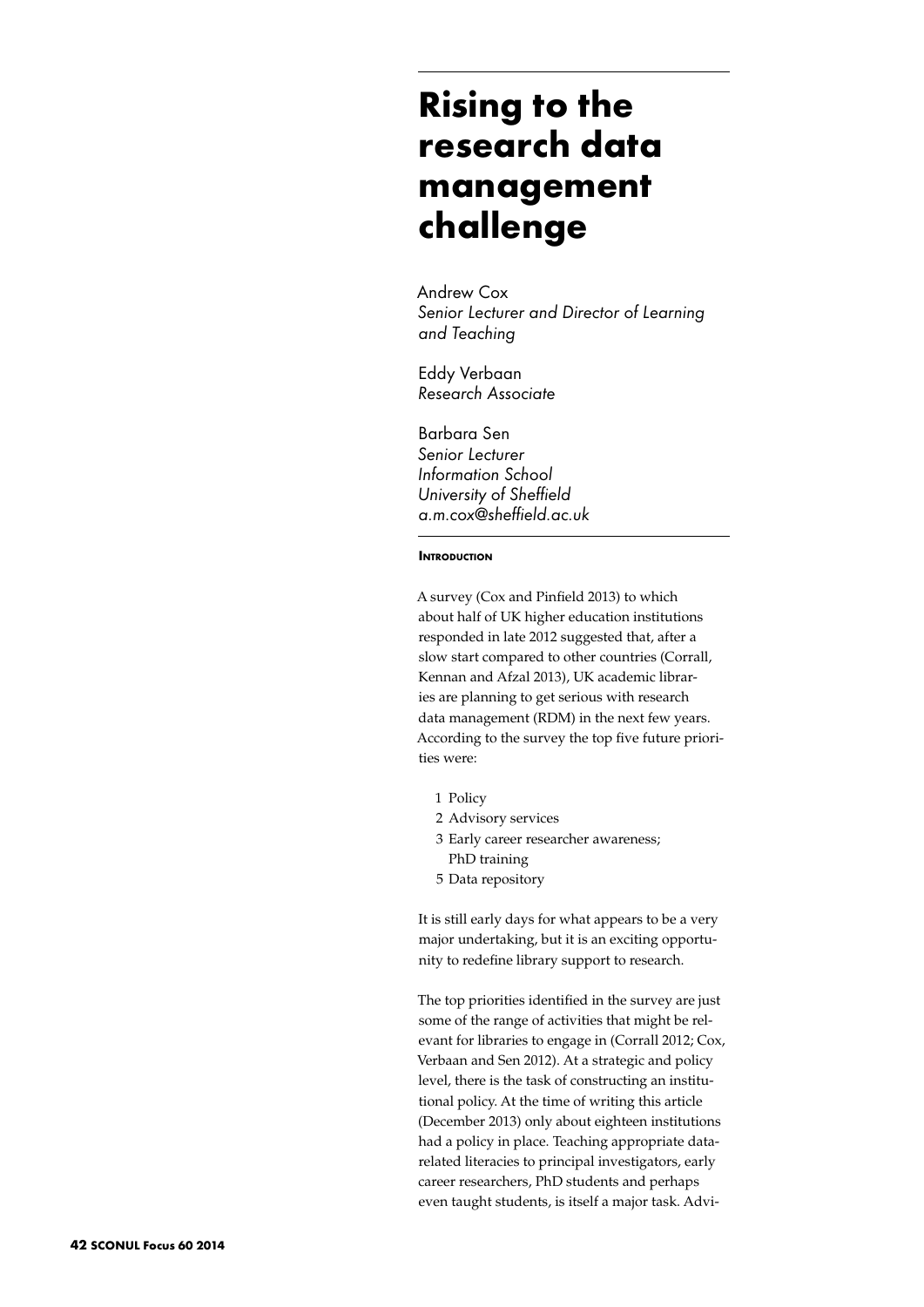# Rising to the research data management challenge

Andrew Cox
*Senior Lecturer and Director of Learning and Teaching*

Eddy Verbaan
*Research Associate*

Barbara Sen
*Senior Lecturer*
*Information School*
*University of Sheffield*
*a.m.cox@sheffield.ac.uk*

## Introduction

A survey (Cox and Pinfield 2013) to which about half of UK higher education institutions responded in late 2012 suggested that, after a slow start compared to other countries (Corrall, Kennan and Afzal 2013), UK academic libraries are planning to get serious with research data management (RDM) in the next few years. According to the survey the top five future priorities were:

1 Policy
2 Advisory services
3 Early career researcher awareness; PhD training
5 Data repository

It is still early days for what appears to be a very major undertaking, but it is an exciting opportunity to redefine library support to research.

The top priorities identified in the survey are just some of the range of activities that might be relevant for libraries to engage in (Corrall 2012; Cox, Verbaan and Sen 2012). At a strategic and policy level, there is the task of constructing an institutional policy. At the time of writing this article (December 2013) only about eighteen institutions had a policy in place. Teaching appropriate data-related literacies to principal investigators, early career researchers, PhD students and perhaps even taught students, is itself a major task. Advi-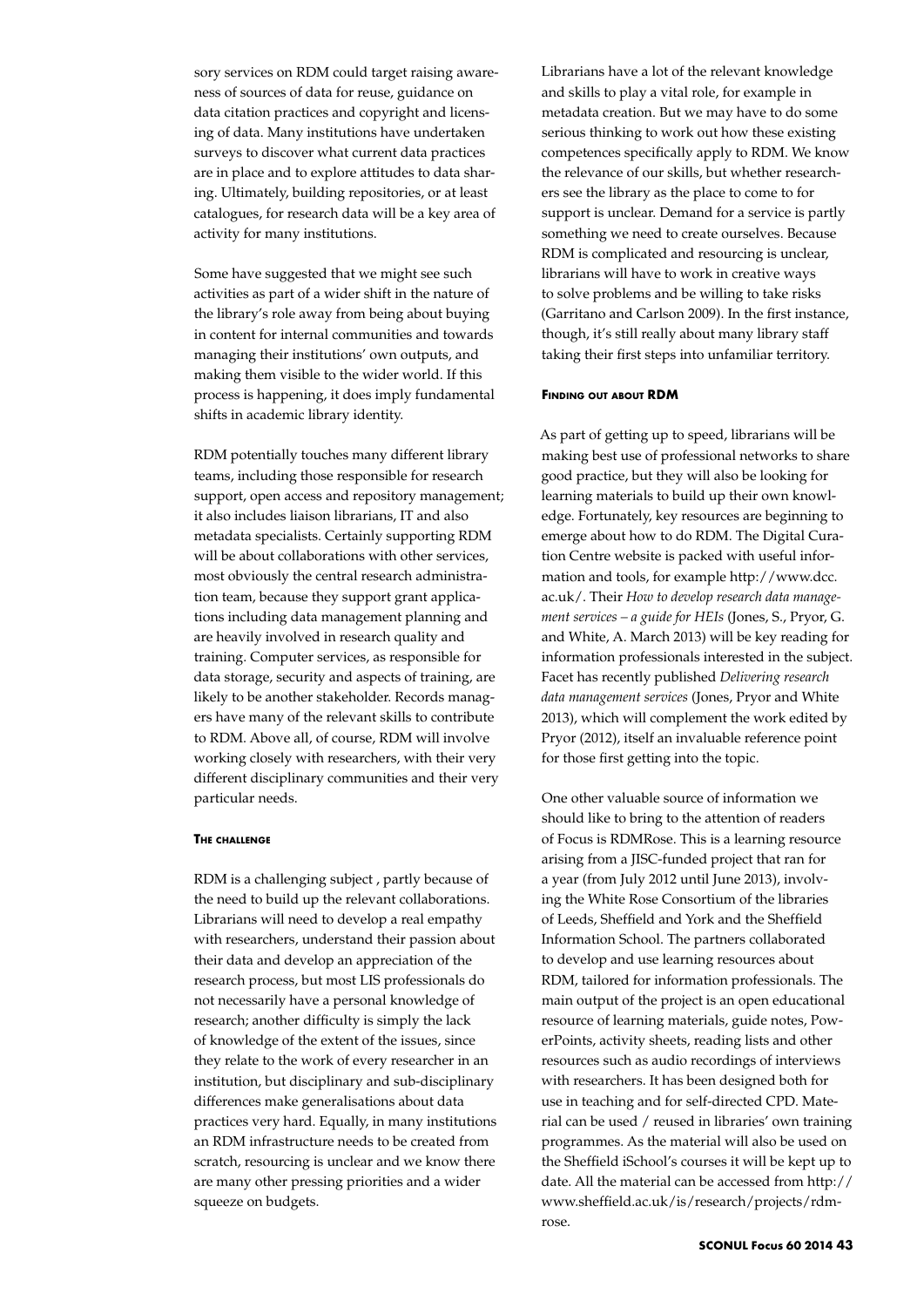sory services on RDM could target raising awareness of sources of data for reuse, guidance on data citation practices and copyright and licensing of data. Many institutions have undertaken surveys to discover what current data practices are in place and to explore attitudes to data sharing. Ultimately, building repositories, or at least catalogues, for research data will be a key area of activity for many institutions.

Some have suggested that we might see such activities as part of a wider shift in the nature of the library's role away from being about buying in content for internal communities and towards managing their institutions' own outputs, and making them visible to the wider world. If this process is happening, it does imply fundamental shifts in academic library identity.

RDM potentially touches many different library teams, including those responsible for research support, open access and repository management; it also includes liaison librarians, IT and also metadata specialists. Certainly supporting RDM will be about collaborations with other services, most obviously the central research administration team, because they support grant applications including data management planning and are heavily involved in research quality and training. Computer services, as responsible for data storage, security and aspects of training, are likely to be another stakeholder. Records managers have many of the relevant skills to contribute to RDM. Above all, of course, RDM will involve working closely with researchers, with their very different disciplinary communities and their very particular needs.

#### The challenge

RDM is a challenging subject , partly because of the need to build up the relevant collaborations. Librarians will need to develop a real empathy with researchers, understand their passion about their data and develop an appreciation of the research process, but most LIS professionals do not necessarily have a personal knowledge of research; another difficulty is simply the lack of knowledge of the extent of the issues, since they relate to the work of every researcher in an institution, but disciplinary and sub-disciplinary differences make generalisations about data practices very hard. Equally, in many institutions an RDM infrastructure needs to be created from scratch, resourcing is unclear and we know there are many other pressing priorities and a wider squeeze on budgets.

Librarians have a lot of the relevant knowledge and skills to play a vital role, for example in metadata creation. But we may have to do some serious thinking to work out how these existing competences specifically apply to RDM. We know the relevance of our skills, but whether researchers see the library as the place to come to for support is unclear. Demand for a service is partly something we need to create ourselves. Because RDM is complicated and resourcing is unclear, librarians will have to work in creative ways to solve problems and be willing to take risks (Garritano and Carlson 2009). In the first instance, though, it's still really about many library staff taking their first steps into unfamiliar territory.

#### Finding out about RDM

As part of getting up to speed, librarians will be making best use of professional networks to share good practice, but they will also be looking for learning materials to build up their own knowledge. Fortunately, key resources are beginning to emerge about how to do RDM. The Digital Curation Centre website is packed with useful information and tools, for example http://www.dcc.ac.uk/. Their *How to develop research data management services – a guide for HEIs* (Jones, S., Pryor, G. and White, A. March 2013) will be key reading for information professionals interested in the subject. Facet has recently published *Delivering research data management services* (Jones, Pryor and White 2013), which will complement the work edited by Pryor (2012), itself an invaluable reference point for those first getting into the topic.

One other valuable source of information we should like to bring to the attention of readers of Focus is RDMRose. This is a learning resource arising from a JISC-funded project that ran for a year (from July 2012 until June 2013), involving the White Rose Consortium of the libraries of Leeds, Sheffield and York and the Sheffield Information School. The partners collaborated to develop and use learning resources about RDM, tailored for information professionals. The main output of the project is an open educational resource of learning materials, guide notes, PowerPoints, activity sheets, reading lists and other resources such as audio recordings of interviews with researchers. It has been designed both for use in teaching and for self-directed CPD. Material can be used / reused in libraries' own training programmes. As the material will also be used on the Sheffield iSchool's courses it will be kept up to date. All the material can be accessed from http://www.sheffield.ac.uk/is/research/projects/rdmrose.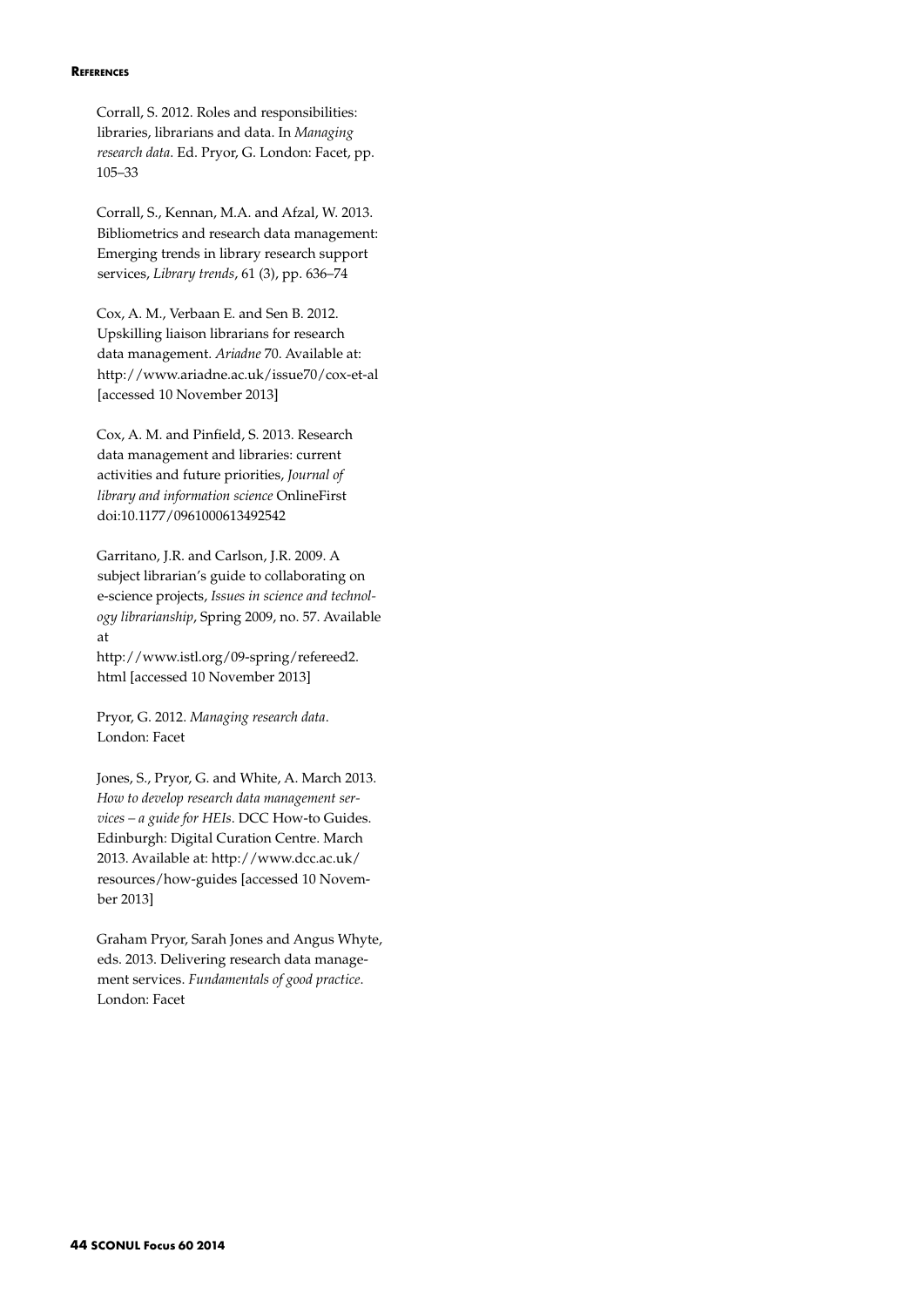#### References

Corrall, S. 2012. Roles and responsibilities: libraries, librarians and data. In *Managing research data*. Ed. Pryor, G. London: Facet, pp. 105–33

Corrall, S., Kennan, M.A. and Afzal, W. 2013. Bibliometrics and research data management: Emerging trends in library research support services, *Library trends*, 61 (3), pp. 636–74

Cox, A. M., Verbaan E. and Sen B. 2012. Upskilling liaison librarians for research data management. *Ariadne* 70. Available at: http://www.ariadne.ac.uk/issue70/cox-et-al [accessed 10 November 2013]

Cox, A. M. and Pinfield, S. 2013. Research data management and libraries: current activities and future priorities, *Journal of library and information science* OnlineFirst doi:10.1177/0961000613492542

Garritano, J.R. and Carlson, J.R. 2009. A subject librarian's guide to collaborating on e-science projects, *Issues in science and technology librarianship*, Spring 2009, no. 57. Available at http://www.istl.org/09-spring/refereed2.html [accessed 10 November 2013]

Pryor, G. 2012. *Managing research data*. London: Facet

Jones, S., Pryor, G. and White, A. March 2013. *How to develop research data management services – a guide for HEIs*. DCC How-to Guides. Edinburgh: Digital Curation Centre. March 2013. Available at: http://www.dcc.ac.uk/resources/how-guides [accessed 10 November 2013]

Graham Pryor, Sarah Jones and Angus Whyte, eds. 2013. Delivering research data management services. *Fundamentals of good practice*. London: Facet